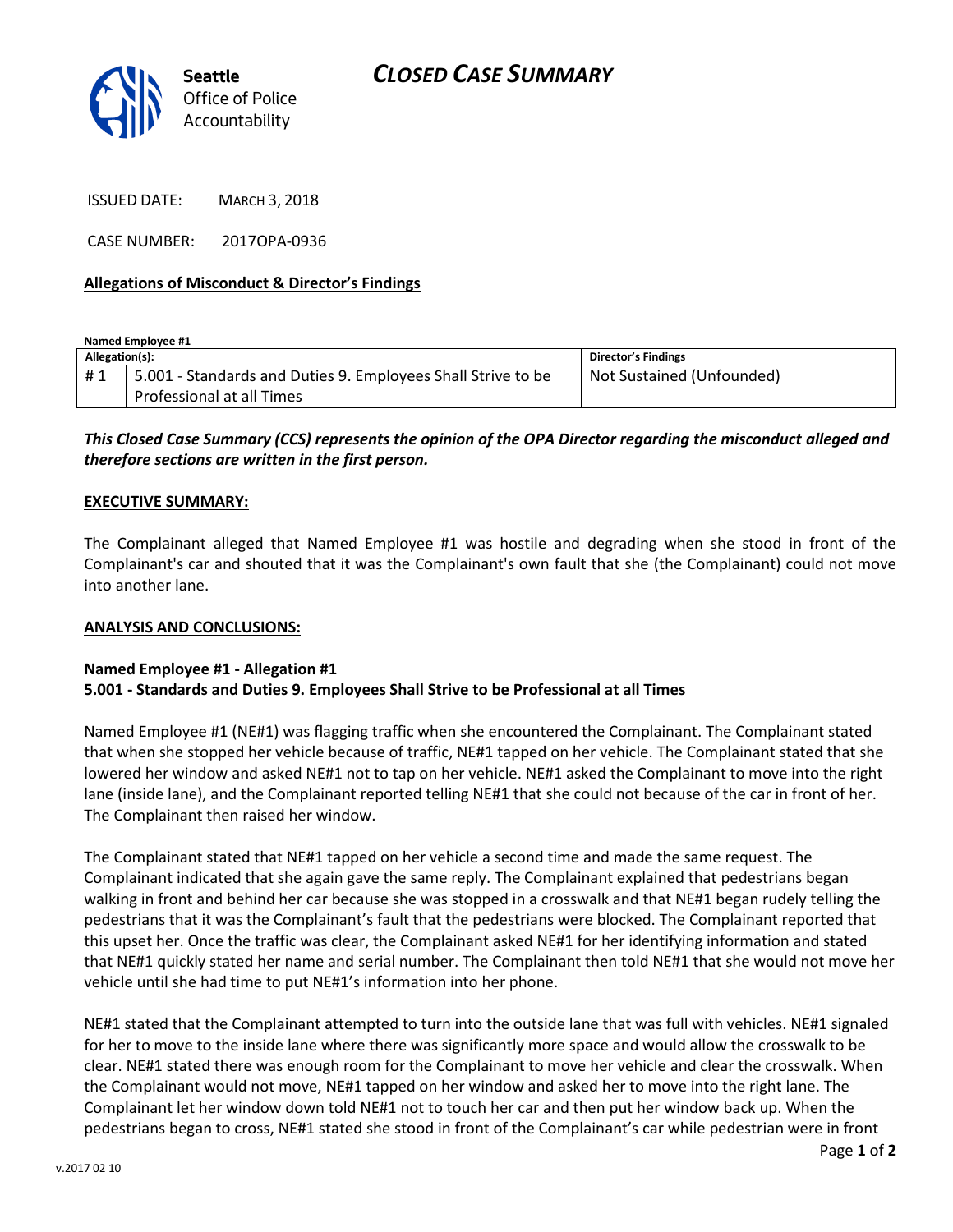Seattle Office of Police Accountability

# *CLOSED CASE SUMMARY*

ISSUED DATE: MARCH 3, 2018

CASE NUMBER: 2017OPA-0936

**Allegations of Misconduct & Director's Findings**

**Named Employee #1**

| Allegation(s): | | Director's Findings |
|---|---|---|
| # 1 | 5.001 - Standards and Duties 9. Employees Shall Strive to be Professional at all Times | Not Sustained (Unfounded) |

***This Closed Case Summary (CCS) represents the opinion of the OPA Director regarding the misconduct alleged and therefore sections are written in the first person.***

**EXECUTIVE SUMMARY:**

The Complainant alleged that Named Employee #1 was hostile and degrading when she stood in front of the Complainant's car and shouted that it was the Complainant's own fault that she (the Complainant) could not move into another lane.

**ANALYSIS AND CONCLUSIONS:**

**Named Employee #1 - Allegation #1**
**5.001 - Standards and Duties 9. Employees Shall Strive to be Professional at all Times**

Named Employee #1 (NE#1) was flagging traffic when she encountered the Complainant. The Complainant stated that when she stopped her vehicle because of traffic, NE#1 tapped on her vehicle. The Complainant stated that she lowered her window and asked NE#1 not to tap on her vehicle. NE#1 asked the Complainant to move into the right lane (inside lane), and the Complainant reported telling NE#1 that she could not because of the car in front of her. The Complainant then raised her window.

The Complainant stated that NE#1 tapped on her vehicle a second time and made the same request. The Complainant indicated that she again gave the same reply. The Complainant explained that pedestrians began walking in front and behind her car because she was stopped in a crosswalk and that NE#1 began rudely telling the pedestrians that it was the Complainant's fault that the pedestrians were blocked. The Complainant reported that this upset her. Once the traffic was clear, the Complainant asked NE#1 for her identifying information and stated that NE#1 quickly stated her name and serial number. The Complainant then told NE#1 that she would not move her vehicle until she had time to put NE#1's information into her phone.

NE#1 stated that the Complainant attempted to turn into the outside lane that was full with vehicles. NE#1 signaled for her to move to the inside lane where there was significantly more space and would allow the crosswalk to be clear. NE#1 stated there was enough room for the Complainant to move her vehicle and clear the crosswalk. When the Complainant would not move, NE#1 tapped on her window and asked her to move into the right lane. The Complainant let her window down told NE#1 not to touch her car and then put her window back up. When the pedestrians began to cross, NE#1 stated she stood in front of the Complainant's car while pedestrian were in front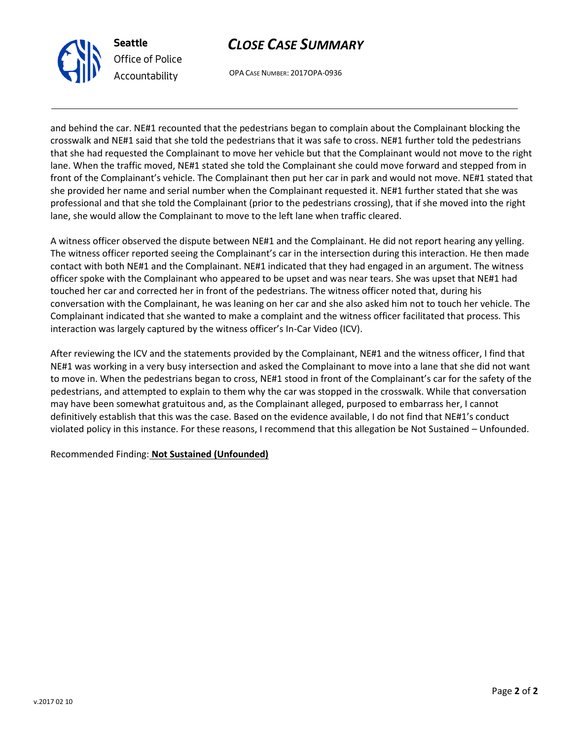and behind the car. NE#1 recounted that the pedestrians began to complain about the Complainant blocking the crosswalk and NE#1 said that she told the pedestrians that it was safe to cross. NE#1 further told the pedestrians that she had requested the Complainant to move her vehicle but that the Complainant would not move to the right lane. When the traffic moved, NE#1 stated she told the Complainant she could move forward and stepped from in front of the Complainant's vehicle. The Complainant then put her car in park and would not move. NE#1 stated that she provided her name and serial number when the Complainant requested it. NE#1 further stated that she was professional and that she told the Complainant (prior to the pedestrians crossing), that if she moved into the right lane, she would allow the Complainant to move to the left lane when traffic cleared.

A witness officer observed the dispute between NE#1 and the Complainant. He did not report hearing any yelling. The witness officer reported seeing the Complainant's car in the intersection during this interaction. He then made contact with both NE#1 and the Complainant. NE#1 indicated that they had engaged in an argument. The witness officer spoke with the Complainant who appeared to be upset and was near tears. She was upset that NE#1 had touched her car and corrected her in front of the pedestrians. The witness officer noted that, during his conversation with the Complainant, he was leaning on her car and she also asked him not to touch her vehicle. The Complainant indicated that she wanted to make a complaint and the witness officer facilitated that process. This interaction was largely captured by the witness officer's In-Car Video (ICV).

After reviewing the ICV and the statements provided by the Complainant, NE#1 and the witness officer, I find that NE#1 was working in a very busy intersection and asked the Complainant to move into a lane that she did not want to move in. When the pedestrians began to cross, NE#1 stood in front of the Complainant's car for the safety of the pedestrians, and attempted to explain to them why the car was stopped in the crosswalk. While that conversation may have been somewhat gratuitous and, as the Complainant alleged, purposed to embarrass her, I cannot definitively establish that this was the case. Based on the evidence available, I do not find that NE#1's conduct violated policy in this instance. For these reasons, I recommend that this allegation be Not Sustained – Unfounded.

Recommended Finding: **Not Sustained (Unfounded)**